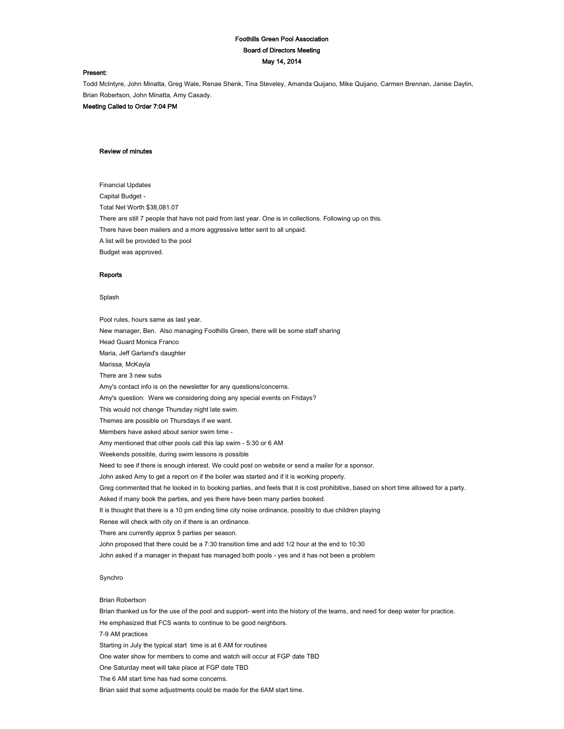**Foothills Green Pool Association**

**Board of Directors Meeting**

**May 14, 2014**

**Present:**

Todd McIntyre, John Minatta, Greg Wale, Renae Shenk, Tina Steveley, Amanda Quijano, Mike Quijano, Carmen Brennan, Janise Daylin, Brian Robertson, John Minatta, Amy Casady.

**Meeting Called to Order 7:04 PM**

**Review of minutes**

Financial Updates

Capital Budget -

Total Net Worth $38,081.07

There are still 7 people that have not paid from last year. One is in collections. Following up on this.

There have been mailers and a more aggressive letter sent to all unpaid.

A list will be provided to the pool

Budget was approved.

**Reports**

Splash

Pool rules, hours same as last year.

New manager, Ben. Also managing Foothills Green, there will be some staff sharing

Head Guard Monica Franco

Maria, Jeff Garland's daughter

Marissa, McKayla

There are 3 new subs

Amy's contact info is on the newsletter for any questions/concerns.

Amy's question: Were we considering doing any special events on Fridays?

This would not change Thursday night late swim.

Themes are possible on Thursdays if we want.

Members have asked about senior swim time -

Amy mentioned that other pools call this lap swim - 5:30 or 6 AM

Weekends possible, during swim lessons is possible

Need to see if there is enough interest. We could post on website or send a mailer for a sponsor.

John asked Amy to get a report on if the boiler was started and if it is working properly.

Greg commented that he looked in to booking parties, and feels that it is cost prohibitive, based on short time allowed for a party.

Asked if many book the parties, and yes there have been many parties booked.

It is thought that there is a 10 pm ending time city noise ordinance, possibly to due children playing

Renee will check with city on if there is an ordinance.

There are currently approx 5 parties per season.

John proposed that there could be a 7:30 transition time and add 1/2 hour at the end to 10:30

John asked if a manager in thepast has managed both pools - yes and it has not been a problem

Synchro

Brian Robertson

Brian thanked us for the use of the pool and support- went into the history of the teams, and need for deep water for practice.

He emphasized that FCS wants to continue to be good neighbors.

7-9 AM practices

Starting in July the typical start time is at 6 AM for routines

One water show for members to come and watch will occur at FGP date TBD

One Saturday meet will take place at FGP date TBD

The 6 AM start time has had some concerns.

Brian said that some adjustments could be made for the 6AM start time.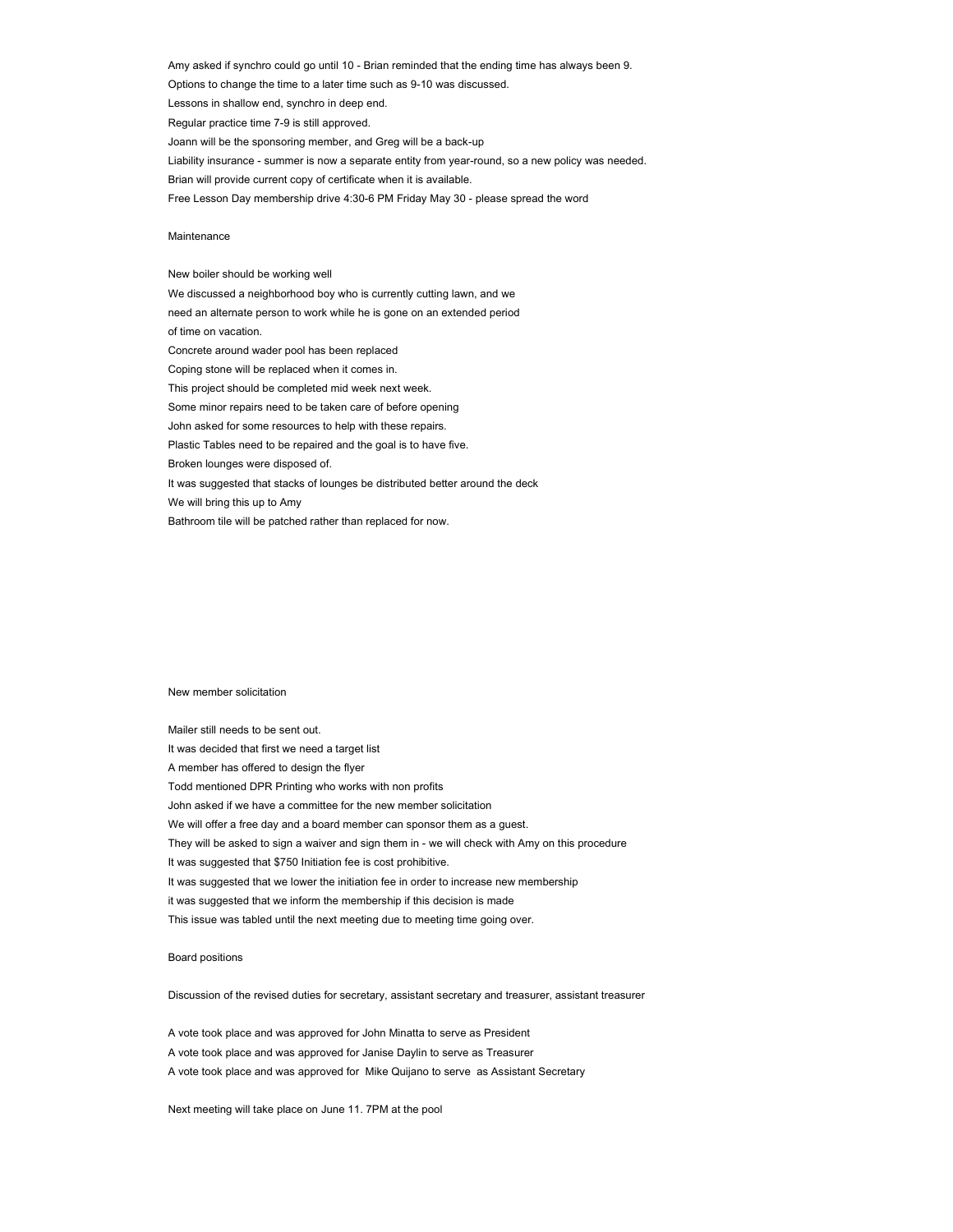Amy asked if synchro could go until 10 - Brian reminded that the ending time has always been 9.

Options to change the time to a later time such as 9-10 was discussed.

Lessons in shallow end, synchro in deep end.

Regular practice time 7-9 is still approved.

Joann will be the sponsoring member, and Greg will be a back-up

Liability insurance - summer is now a separate entity from year-round, so a new policy was needed.

Brian will provide current copy of certificate when it is available.

Free Lesson Day membership drive 4:30-6 PM Friday May 30 - please spread the word

## Maintenance

New boiler should be working well

We discussed a neighborhood boy who is currently cutting lawn, and we need an alternate person to work while he is gone on an extended period of time on vacation.

Concrete around wader pool has been replaced

Coping stone will be replaced when it comes in.

This project should be completed mid week next week.

Some minor repairs need to be taken care of before opening

John asked for some resources to help with these repairs.

Plastic Tables need to be repaired and the goal is to have five.

Broken lounges were disposed of.

It was suggested that stacks of lounges be distributed better around the deck

We will bring this up to Amy

Bathroom tile will be patched rather than replaced for now.

## New member solicitation

Mailer still needs to be sent out.

It was decided that first we need a target list

A member has offered to design the flyer

Todd mentioned DPR Printing who works with non profits

John asked if we have a committee for the new member solicitation

We will offer a free day and a board member can sponsor them as a guest.

They will be asked to sign a waiver and sign them in - we will check with Amy on this procedure

It was suggested that $750 Initiation fee is cost prohibitive.

It was suggested that we lower the initiation fee in order to increase new membership

it was suggested that we inform the membership if this decision is made

This issue was tabled until the next meeting due to meeting time going over.

## Board positions

Discussion of the revised duties for secretary, assistant secretary and treasurer, assistant treasurer

A vote took place and was approved for John Minatta to serve as President

A vote took place and was approved for Janise Daylin to serve as Treasurer

A vote took place and was approved for Mike Quijano to serve as Assistant Secretary

Next meeting will take place on June 11. 7PM at the pool